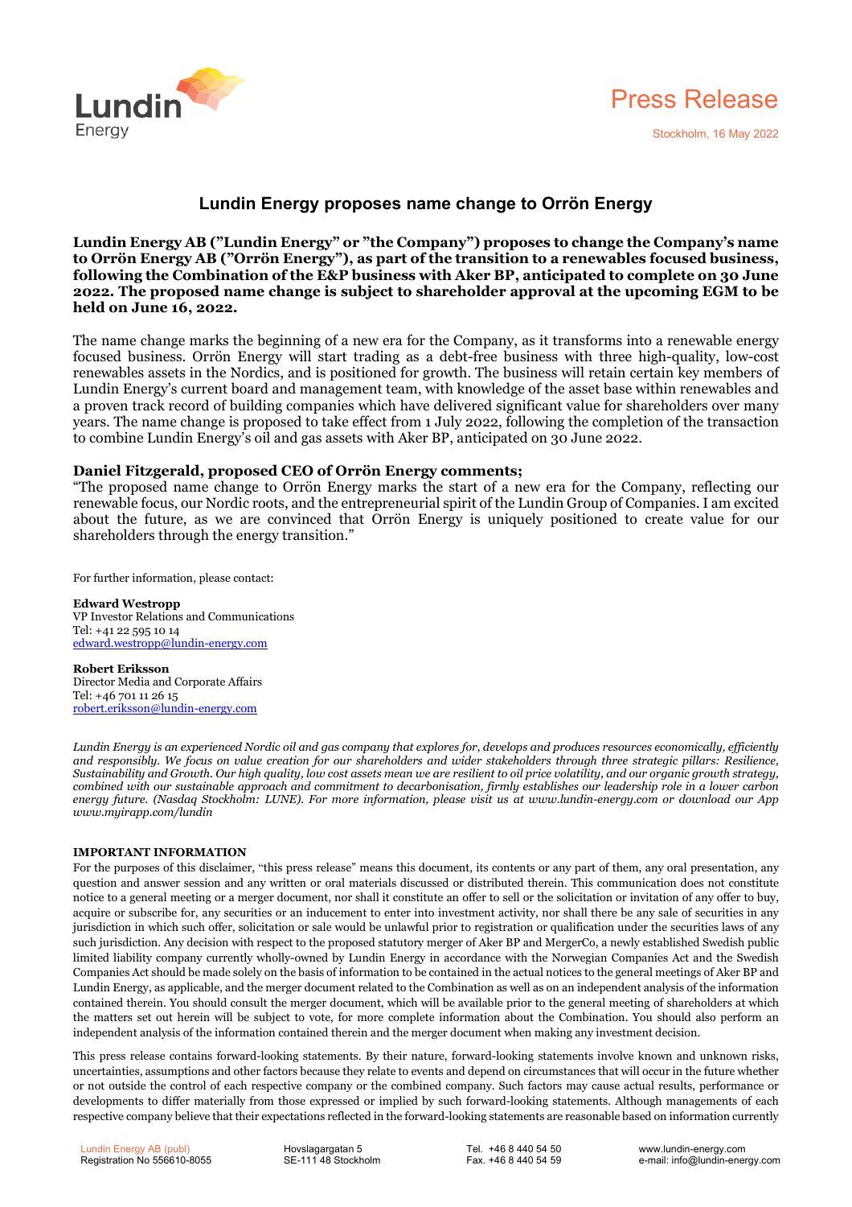# Press Release

Stockholm, 16 May 2022

## Lundin Energy proposes name change to Orrön Energy

**Lundin Energy AB ("Lundin Energy" or "the Company") proposes to change the Company's name to Orrön Energy AB ("Orrön Energy"), as part of the transition to a renewables focused business, following the Combination of the E&P business with Aker BP, anticipated to complete on 30 June 2022. The proposed name change is subject to shareholder approval at the upcoming EGM to be held on June 16, 2022.**

The name change marks the beginning of a new era for the Company, as it transforms into a renewable energy focused business. Orrön Energy will start trading as a debt-free business with three high-quality, low-cost renewables assets in the Nordics, and is positioned for growth. The business will retain certain key members of Lundin Energy's current board and management team, with knowledge of the asset base within renewables and a proven track record of building companies which have delivered significant value for shareholders over many years. The name change is proposed to take effect from 1 July 2022, following the completion of the transaction to combine Lundin Energy's oil and gas assets with Aker BP, anticipated on 30 June 2022.

**Daniel Fitzgerald, proposed CEO of Orrön Energy comments;**
"The proposed name change to Orrön Energy marks the start of a new era for the Company, reflecting our renewable focus, our Nordic roots, and the entrepreneurial spirit of the Lundin Group of Companies. I am excited about the future, as we are convinced that Orrön Energy is uniquely positioned to create value for our shareholders through the energy transition."

For further information, please contact:

**Edward Westropp**
VP Investor Relations and Communications
Tel: +41 22 595 10 14
edward.westropp@lundin-energy.com

**Robert Eriksson**
Director Media and Corporate Affairs
Tel: +46 701 11 26 15
robert.eriksson@lundin-energy.com

*Lundin Energy is an experienced Nordic oil and gas company that explores for, develops and produces resources economically, efficiently and responsibly. We focus on value creation for our shareholders and wider stakeholders through three strategic pillars: Resilience, Sustainability and Growth. Our high quality, low cost assets mean we are resilient to oil price volatility, and our organic growth strategy, combined with our sustainable approach and commitment to decarbonisation, firmly establishes our leadership role in a lower carbon energy future. (Nasdaq Stockholm: LUNE). For more information, please visit us at www.lundin-energy.com or download our App www.myirapp.com/lundin*

**IMPORTANT INFORMATION**

For the purposes of this disclaimer, "this press release" means this document, its contents or any part of them, any oral presentation, any question and answer session and any written or oral materials discussed or distributed therein. This communication does not constitute notice to a general meeting or a merger document, nor shall it constitute an offer to sell or the solicitation or invitation of any offer to buy, acquire or subscribe for, any securities or an inducement to enter into investment activity, nor shall there be any sale of securities in any jurisdiction in which such offer, solicitation or sale would be unlawful prior to registration or qualification under the securities laws of any such jurisdiction. Any decision with respect to the proposed statutory merger of Aker BP and MergerCo, a newly established Swedish public limited liability company currently wholly-owned by Lundin Energy in accordance with the Norwegian Companies Act and the Swedish Companies Act should be made solely on the basis of information to be contained in the actual notices to the general meetings of Aker BP and Lundin Energy, as applicable, and the merger document related to the Combination as well as on an independent analysis of the information contained therein. You should consult the merger document, which will be available prior to the general meeting of shareholders at which the matters set out herein will be subject to vote, for more complete information about the Combination. You should also perform an independent analysis of the information contained therein and the merger document when making any investment decision.

This press release contains forward-looking statements. By their nature, forward-looking statements involve known and unknown risks, uncertainties, assumptions and other factors because they relate to events and depend on circumstances that will occur in the future whether or not outside the control of each respective company or the combined company. Such factors may cause actual results, performance or developments to differ materially from those expressed or implied by such forward-looking statements. Although managements of each respective company believe that their expectations reflected in the forward-looking statements are reasonable based on information currently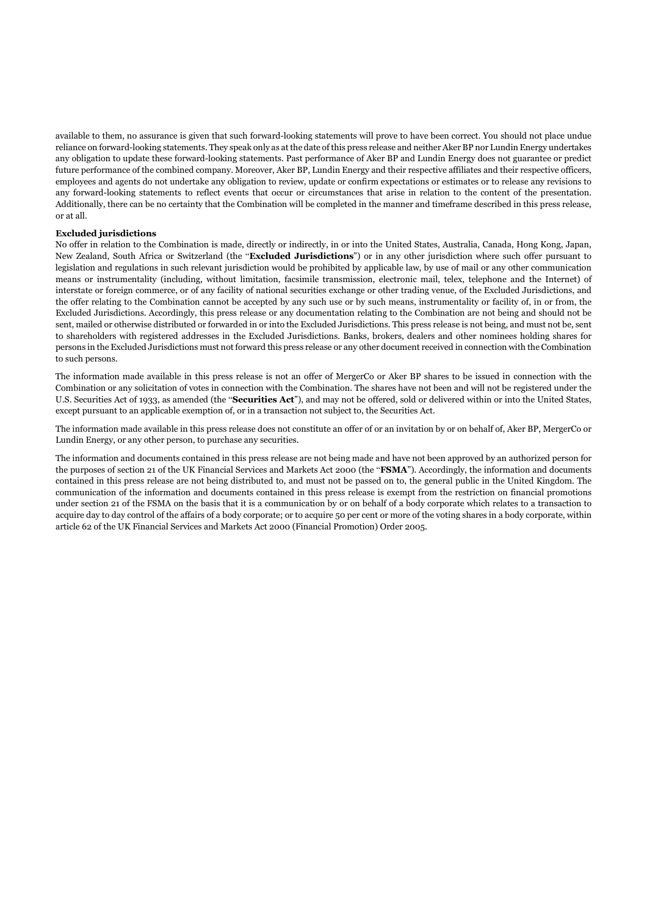available to them, no assurance is given that such forward-looking statements will prove to have been correct. You should not place undue reliance on forward-looking statements. They speak only as at the date of this press release and neither Aker BP nor Lundin Energy undertakes any obligation to update these forward-looking statements. Past performance of Aker BP and Lundin Energy does not guarantee or predict future performance of the combined company. Moreover, Aker BP, Lundin Energy and their respective affiliates and their respective officers, employees and agents do not undertake any obligation to review, update or confirm expectations or estimates or to release any revisions to any forward-looking statements to reflect events that occur or circumstances that arise in relation to the content of the presentation. Additionally, there can be no certainty that the Combination will be completed in the manner and timeframe described in this press release, or at all.

**Excluded jurisdictions**

No offer in relation to the Combination is made, directly or indirectly, in or into the United States, Australia, Canada, Hong Kong, Japan, New Zealand, South Africa or Switzerland (the "**Excluded Jurisdictions**") or in any other jurisdiction where such offer pursuant to legislation and regulations in such relevant jurisdiction would be prohibited by applicable law, by use of mail or any other communication means or instrumentality (including, without limitation, facsimile transmission, electronic mail, telex, telephone and the Internet) of interstate or foreign commerce, or of any facility of national securities exchange or other trading venue, of the Excluded Jurisdictions, and the offer relating to the Combination cannot be accepted by any such use or by such means, instrumentality or facility of, in or from, the Excluded Jurisdictions. Accordingly, this press release or any documentation relating to the Combination are not being and should not be sent, mailed or otherwise distributed or forwarded in or into the Excluded Jurisdictions. This press release is not being, and must not be, sent to shareholders with registered addresses in the Excluded Jurisdictions. Banks, brokers, dealers and other nominees holding shares for persons in the Excluded Jurisdictions must not forward this press release or any other document received in connection with the Combination to such persons.

The information made available in this press release is not an offer of MergerCo or Aker BP shares to be issued in connection with the Combination or any solicitation of votes in connection with the Combination. The shares have not been and will not be registered under the U.S. Securities Act of 1933, as amended (the "**Securities Act**"), and may not be offered, sold or delivered within or into the United States, except pursuant to an applicable exemption of, or in a transaction not subject to, the Securities Act.

The information made available in this press release does not constitute an offer of or an invitation by or on behalf of, Aker BP, MergerCo or Lundin Energy, or any other person, to purchase any securities.

The information and documents contained in this press release are not being made and have not been approved by an authorized person for the purposes of section 21 of the UK Financial Services and Markets Act 2000 (the "**FSMA**"). Accordingly, the information and documents contained in this press release are not being distributed to, and must not be passed on to, the general public in the United Kingdom. The communication of the information and documents contained in this press release is exempt from the restriction on financial promotions under section 21 of the FSMA on the basis that it is a communication by or on behalf of a body corporate which relates to a transaction to acquire day to day control of the affairs of a body corporate; or to acquire 50 per cent or more of the voting shares in a body corporate, within article 62 of the UK Financial Services and Markets Act 2000 (Financial Promotion) Order 2005.